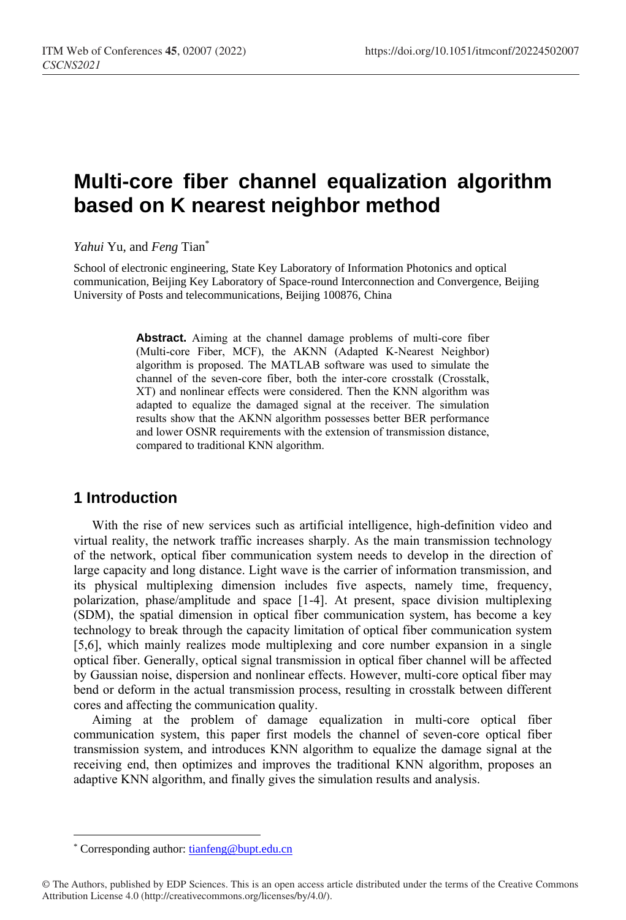# Multi-core fiber channel equalization algorithm based on K nearest neighbor method

*Yahui* Yu, and *Feng* Tian*

School of electronic engineering, State Key Laboratory of Information Photonics and optical communication, Beijing Key Laboratory of Space-round Interconnection and Convergence, Beijing University of Posts and telecommunications, Beijing 100876, China

**Abstract.** Aiming at the channel damage problems of multi-core fiber (Multi-core Fiber, MCF), the AKNN (Adapted K-Nearest Neighbor) algorithm is proposed. The MATLAB software was used to simulate the channel of the seven-core fiber, both the inter-core crosstalk (Crosstalk, XT) and nonlinear effects were considered. Then the KNN algorithm was adapted to equalize the damaged signal at the receiver. The simulation results show that the AKNN algorithm possesses better BER performance and lower OSNR requirements with the extension of transmission distance, compared to traditional KNN algorithm.

## 1 Introduction

With the rise of new services such as artificial intelligence, high-definition video and virtual reality, the network traffic increases sharply. As the main transmission technology of the network, optical fiber communication system needs to develop in the direction of large capacity and long distance. Light wave is the carrier of information transmission, and its physical multiplexing dimension includes five aspects, namely time, frequency, polarization, phase/amplitude and space [1-4]. At present, space division multiplexing (SDM), the spatial dimension in optical fiber communication system, has become a key technology to break through the capacity limitation of optical fiber communication system [5,6], which mainly realizes mode multiplexing and core number expansion in a single optical fiber. Generally, optical signal transmission in optical fiber channel will be affected by Gaussian noise, dispersion and nonlinear effects. However, multi-core optical fiber may bend or deform in the actual transmission process, resulting in crosstalk between different cores and affecting the communication quality.

Aiming at the problem of damage equalization in multi-core optical fiber communication system, this paper first models the channel of seven-core optical fiber transmission system, and introduces KNN algorithm to equalize the damage signal at the receiving end, then optimizes and improves the traditional KNN algorithm, proposes an adaptive KNN algorithm, and finally gives the simulation results and analysis.

* Corresponding author: tianfeng@bupt.edu.cn

© The Authors, published by EDP Sciences. This is an open access article distributed under the terms of the Creative Commons Attribution License 4.0 (http://creativecommons.org/licenses/by/4.0/).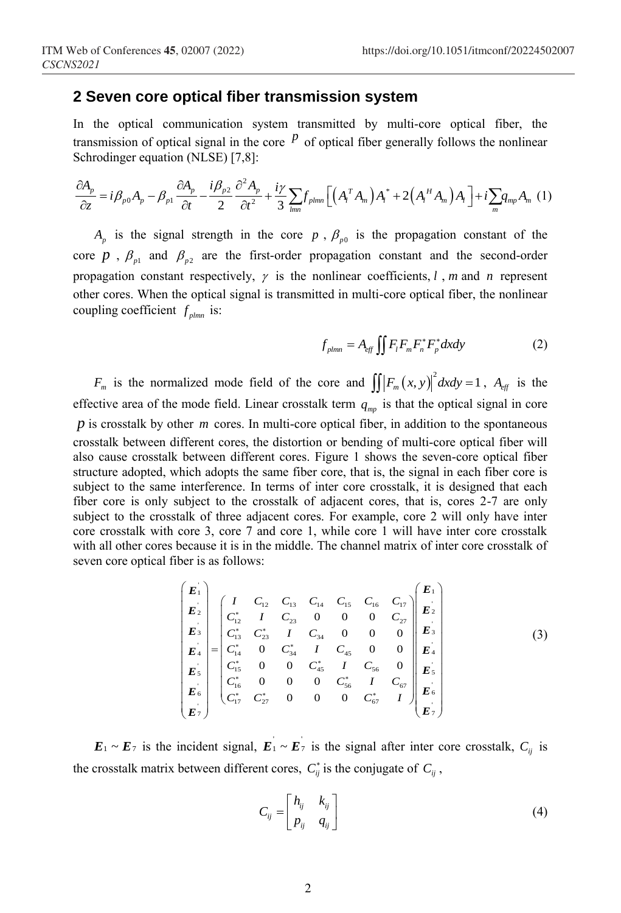## 2 Seven core optical fiber transmission system

In the optical communication system transmitted by multi-core optical fiber, the transmission of optical signal in the core $p$ of optical fiber generally follows the nonlinear Schrodinger equation (NLSE) [7,8]:

$$\frac{\partial A_p}{\partial z} = i\beta_{p0}A_p - \beta_{p1}\frac{\partial A_p}{\partial t} - \frac{i\beta_{p2}}{2}\frac{\partial^2 A_p}{\partial t^2} + \frac{i\gamma}{3}\sum_{lmn} f_{plmn}\left[\left(A_l^T A_m\right)A_l^* + 2\left(A_l^H A_m\right)A_l\right] + i\sum_m q_{mp}A_m \quad (1)$$

$A_p$ is the signal strength in the core $p$, $\beta_{p0}$ is the propagation constant of the core $p$, $\beta_{p1}$ and $\beta_{p2}$ are the first-order propagation constant and the second-order propagation constant respectively, $\gamma$ is the nonlinear coefficients, $l$, $m$ and $n$ represent other cores. When the optical signal is transmitted in multi-core optical fiber, the nonlinear coupling coefficient $f_{plmn}$ is:

$$f_{plmn} = A_{eff}\iint F_l F_m F_n^* F_p^* dxdy \quad (2)$$

$F_m$ is the normalized mode field of the core and $\iint \left|F_m(x,y)\right|^2 dxdy = 1$, $A_{eff}$ is the effective area of the mode field. Linear crosstalk term $q_{mp}$ is that the optical signal in core $p$ is crosstalk by other $m$ cores. In multi-core optical fiber, in addition to the spontaneous crosstalk between different cores, the distortion or bending of multi-core optical fiber will also cause crosstalk between different cores. Figure 1 shows the seven-core optical fiber structure adopted, which adopts the same fiber core, that is, the signal in each fiber core is subject to the same interference. In terms of inter core crosstalk, it is designed that each fiber core is only subject to the crosstalk of adjacent cores, that is, cores 2-7 are only subject to the crosstalk of three adjacent cores. For example, core 2 will only have inter core crosstalk with core 3, core 7 and core 1, while core 1 will have inter core crosstalk with all other cores because it is in the middle. The channel matrix of inter core crosstalk of seven core optical fiber is as follows:

$$\begin{pmatrix} \boldsymbol{E}_1' \\ \boldsymbol{E}_2' \\ \boldsymbol{E}_3' \\ \boldsymbol{E}_4' \\ \boldsymbol{E}_5' \\ \boldsymbol{E}_6' \\ \boldsymbol{E}_7' \end{pmatrix} = \begin{pmatrix} I & C_{12} & C_{13} & C_{14} & C_{15} & C_{16} & C_{17} \\ C_{12}^* & I & C_{23} & 0 & 0 & 0 & C_{27} \\ C_{13}^* & C_{23}^* & I & C_{34} & 0 & 0 & 0 \\ C_{14}^* & 0 & C_{34}^* & I & C_{45} & 0 & 0 \\ C_{15}^* & 0 & 0 & C_{45}^* & I & C_{56} & 0 \\ C_{16}^* & 0 & 0 & 0 & C_{56}^* & I & C_{67} \\ C_{17}^* & C_{27}^* & 0 & 0 & 0 & C_{67}^* & I \end{pmatrix} \begin{pmatrix} \boldsymbol{E}_1 \\ \boldsymbol{E}_2' \\ \boldsymbol{E}_3' \\ \boldsymbol{E}_4' \\ \boldsymbol{E}_5' \\ \boldsymbol{E}_6' \\ \boldsymbol{E}_7' \end{pmatrix} \quad (3)$$

$\boldsymbol{E}_1 \sim \boldsymbol{E}_7$ is the incident signal, $\boldsymbol{E}_1' \sim \boldsymbol{E}_7'$ is the signal after inter core crosstalk, $C_{ij}$ is the crosstalk matrix between different cores, $C_{ij}^*$ is the conjugate of $C_{ij}$,

$$C_{ij} = \begin{bmatrix} h_{ij} & k_{ij} \\ p_{ij} & q_{ij} \end{bmatrix} \quad (4)$$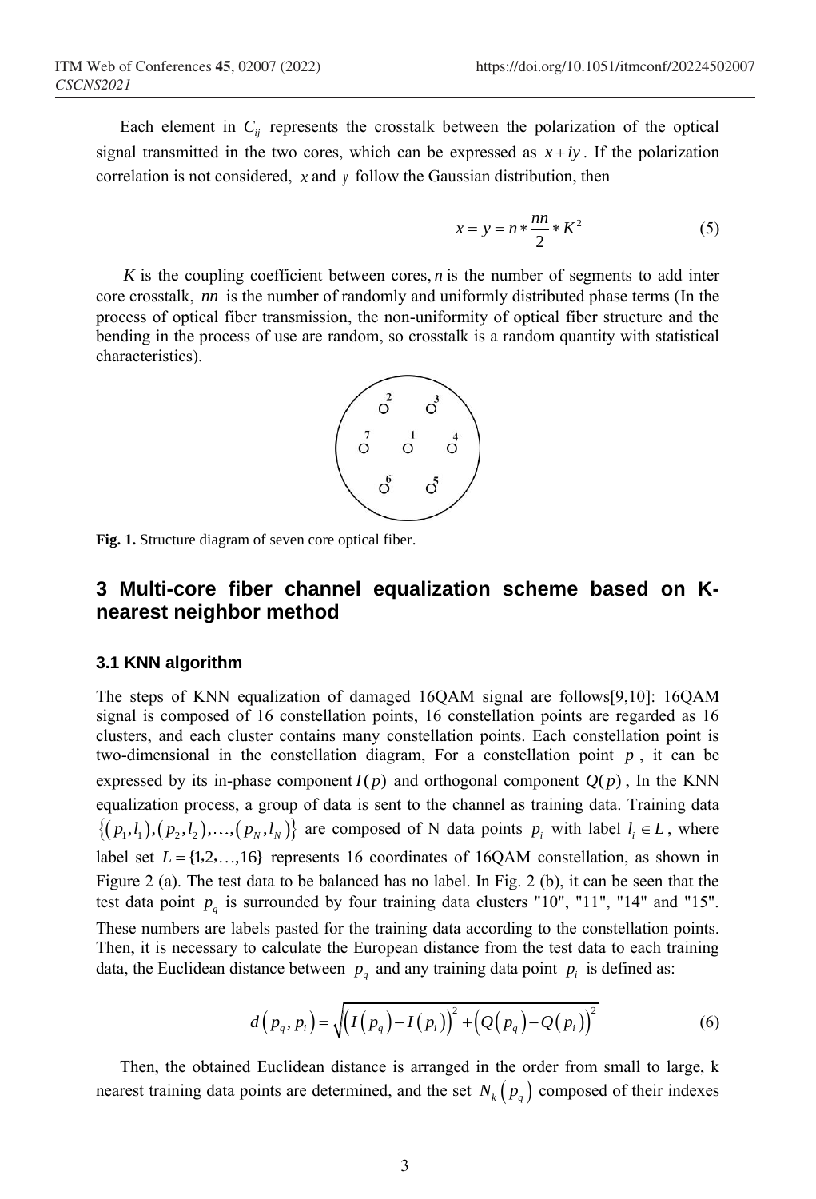Each element in $C_{ij}$ represents the crosstalk between the polarization of the optical signal transmitted in the two cores, which can be expressed as $x+iy$. If the polarization correlation is not considered, $x$ and $y$ follow the Gaussian distribution, then

$$x = y = n * \frac{nn}{2} * K^2 \tag{5}$$

$K$ is the coupling coefficient between cores, $n$ is the number of segments to add inter core crosstalk, $nn$ is the number of randomly and uniformly distributed phase terms (In the process of optical fiber transmission, the non-uniformity of optical fiber structure and the bending in the process of use are random, so crosstalk is a random quantity with statistical characteristics).

Fig. 1. Structure diagram of seven core optical fiber.

## 3 Multi-core fiber channel equalization scheme based on K-nearest neighbor method

### 3.1 KNN algorithm

The steps of KNN equalization of damaged 16QAM signal are follows[9,10]: 16QAM signal is composed of 16 constellation points, 16 constellation points are regarded as 16 clusters, and each cluster contains many constellation points. Each constellation point is two-dimensional in the constellation diagram, For a constellation point $p$, it can be expressed by its in-phase component $I(p)$ and orthogonal component $Q(p)$, In the KNN equalization process, a group of data is sent to the channel as training data. Training data $\{(p_1,l_1),(p_2,l_2),\ldots,(p_N,l_N)\}$ are composed of N data points $p_i$ with label $l_i \in L$, where label set $L=\{1,2,\ldots,16\}$ represents 16 coordinates of 16QAM constellation, as shown in Figure 2 (a). The test data to be balanced has no label. In Fig. 2 (b), it can be seen that the test data point $p_q$ is surrounded by four training data clusters "10", "11", "14" and "15". These numbers are labels pasted for the training data according to the constellation points. Then, it is necessary to calculate the European distance from the test data to each training data, the Euclidean distance between $p_q$ and any training data point $p_i$ is defined as:

$$d\left(p_q, p_i\right) = \sqrt{\left(I\left(p_q\right) - I\left(p_i\right)\right)^2 + \left(Q\left(p_q\right) - Q\left(p_i\right)\right)^2} \tag{6}$$

Then, the obtained Euclidean distance is arranged in the order from small to large, k nearest training data points are determined, and the set $N_k\left(p_q\right)$ composed of their indexes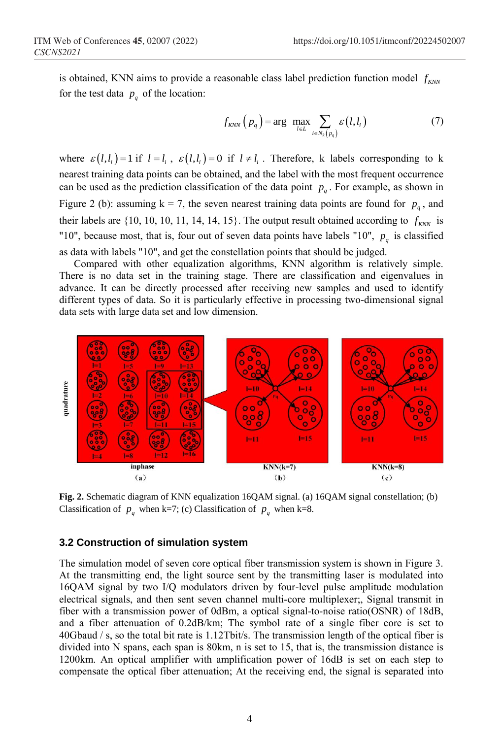is obtained, KNN aims to provide a reasonable class label prediction function model $f_{KNN}$ for the test data $p_q$ of the location:

$$f_{KNN}\left(p_q\right) = \arg\max_{l \in L} \sum_{i \in N_k\left(p_q\right)} \varepsilon\left(l, l_i\right) \tag{7}$$

where $\varepsilon\left(l, l_i\right) = 1$ if $l = l_i$, $\varepsilon\left(l, l_i\right) = 0$ if $l \neq l_i$. Therefore, k labels corresponding to k nearest training data points can be obtained, and the label with the most frequent occurrence can be used as the prediction classification of the data point $p_q$. For example, as shown in Figure 2 (b): assuming k = 7, the seven nearest training data points are found for $p_q$, and their labels are {10, 10, 10, 11, 14, 14, 15}. The output result obtained according to $f_{KNN}$ is "10", because most, that is, four out of seven data points have labels "10", $p_q$ is classified as data with labels "10", and get the constellation points that should be judged.

Compared with other equalization algorithms, KNN algorithm is relatively simple. There is no data set in the training stage. There are classification and eigenvalues in advance. It can be directly processed after receiving new samples and used to identify different types of data. So it is particularly effective in processing two-dimensional signal data sets with large data set and low dimension.

**Fig. 2.** Schematic diagram of KNN equalization 16QAM signal. (a) 16QAM signal constellation; (b) Classification of $p_q$ when k=7; (c) Classification of $p_q$ when k=8.

### 3.2 Construction of simulation system

The simulation model of seven core optical fiber transmission system is shown in Figure 3. At the transmitting end, the light source sent by the transmitting laser is modulated into 16QAM signal by two I/Q modulators driven by four-level pulse amplitude modulation electrical signals, and then sent seven channel multi-core multiplexer;, Signal transmit in fiber with a transmission power of 0dBm, a optical signal-to-noise ratio(OSNR) of 18dB, and a fiber attenuation of 0.2dB/km; The symbol rate of a single fiber core is set to 40Gbaud / s, so the total bit rate is 1.12Tbit/s. The transmission length of the optical fiber is divided into N spans, each span is 80km, n is set to 15, that is, the transmission distance is 1200km. An optical amplifier with amplification power of 16dB is set on each step to compensate the optical fiber attenuation; At the receiving end, the signal is separated into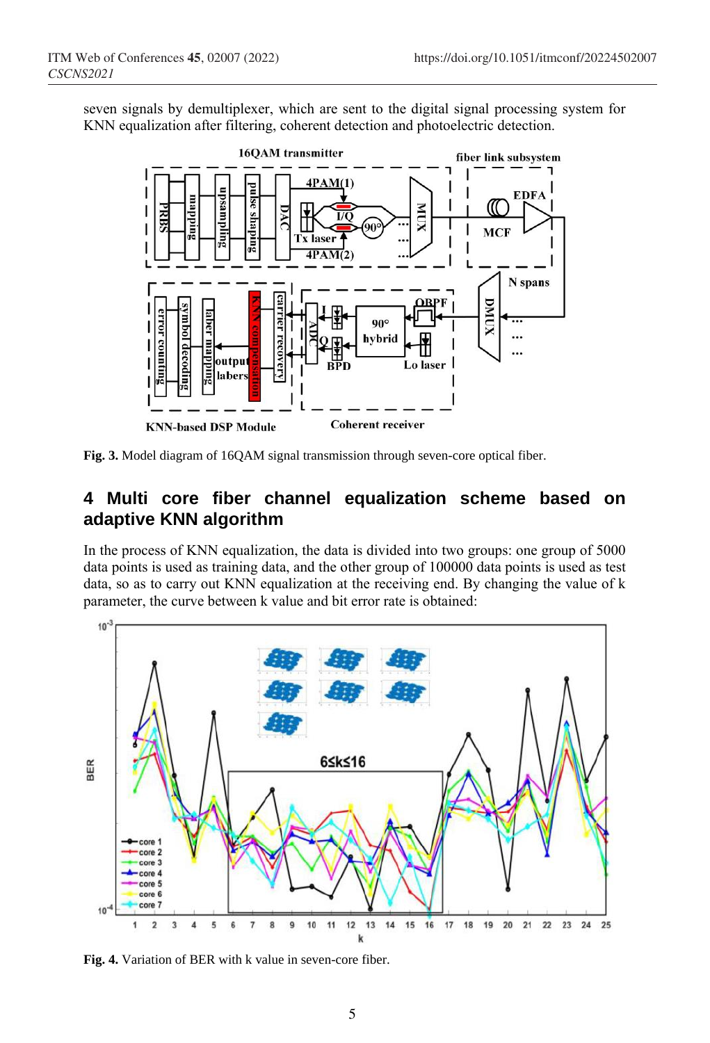seven signals by demultiplexer, which are sent to the digital signal processing system for KNN equalization after filtering, coherent detection and photoelectric detection.

**Fig. 3.** Model diagram of 16QAM signal transmission through seven-core optical fiber.

## 4 Multi core fiber channel equalization scheme based on adaptive KNN algorithm

In the process of KNN equalization, the data is divided into two groups: one group of 5000 data points is used as training data, and the other group of 100000 data points is used as test data, so as to carry out KNN equalization at the receiving end. By changing the value of k parameter, the curve between k value and bit error rate is obtained:

**Fig. 4.** Variation of BER with k value in seven-core fiber.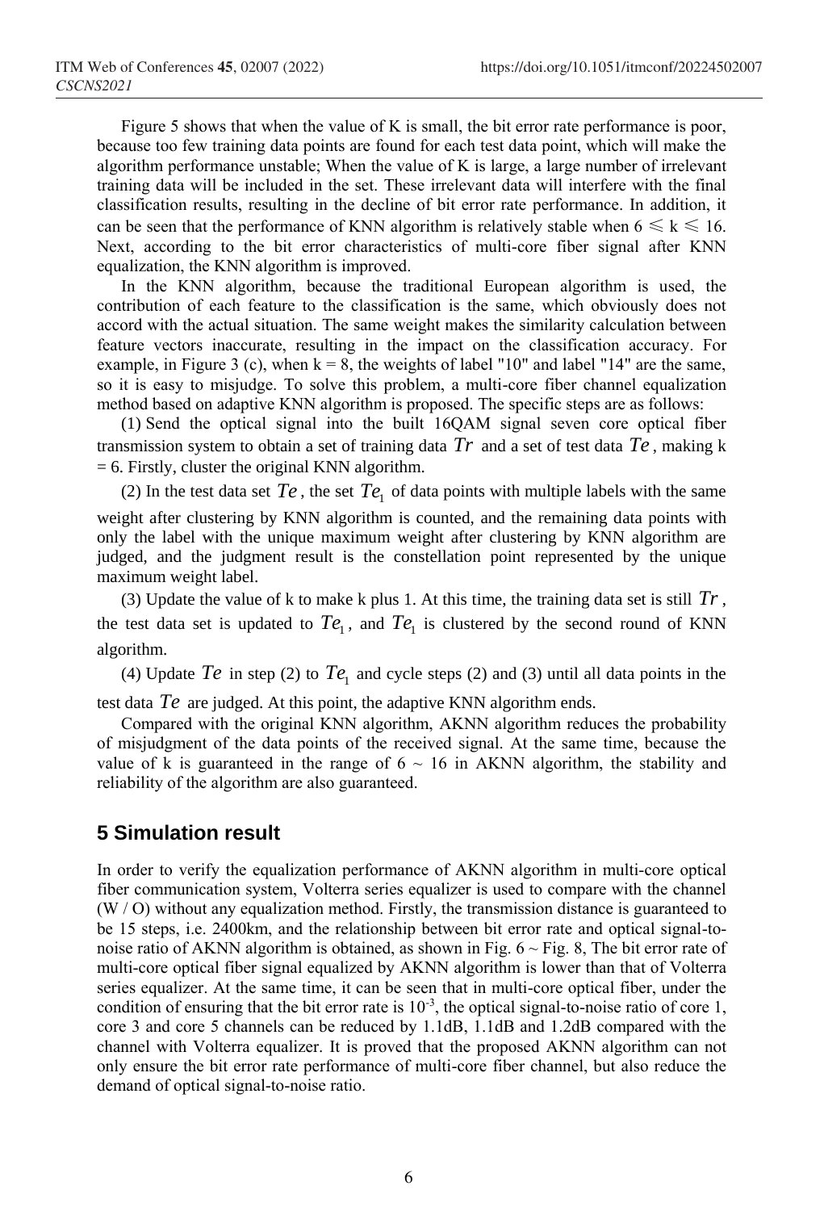Figure 5 shows that when the value of K is small, the bit error rate performance is poor, because too few training data points are found for each test data point, which will make the algorithm performance unstable; When the value of K is large, a large number of irrelevant training data will be included in the set. These irrelevant data will interfere with the final classification results, resulting in the decline of bit error rate performance. In addition, it can be seen that the performance of KNN algorithm is relatively stable when $6 \leqslant k \leqslant 16$. Next, according to the bit error characteristics of multi-core fiber signal after KNN equalization, the KNN algorithm is improved.

In the KNN algorithm, because the traditional European algorithm is used, the contribution of each feature to the classification is the same, which obviously does not accord with the actual situation. The same weight makes the similarity calculation between feature vectors inaccurate, resulting in the impact on the classification accuracy. For example, in Figure 3 (c), when k = 8, the weights of label "10" and label "14" are the same, so it is easy to misjudge. To solve this problem, a multi-core fiber channel equalization method based on adaptive KNN algorithm is proposed. The specific steps are as follows:

(1) Send the optical signal into the built 16QAM signal seven core optical fiber transmission system to obtain a set of training data $Tr$ and a set of test data $Te$, making k = 6. Firstly, cluster the original KNN algorithm.

(2) In the test data set $Te$, the set $Te_1$ of data points with multiple labels with the same weight after clustering by KNN algorithm is counted, and the remaining data points with only the label with the unique maximum weight after clustering by KNN algorithm are judged, and the judgment result is the constellation point represented by the unique maximum weight label.

(3) Update the value of k to make k plus 1. At this time, the training data set is still $Tr$, the test data set is updated to $Te_1$, and $Te_1$ is clustered by the second round of KNN algorithm.

(4) Update $Te$ in step (2) to $Te_1$ and cycle steps (2) and (3) until all data points in the test data $Te$ are judged. At this point, the adaptive KNN algorithm ends.

Compared with the original KNN algorithm, AKNN algorithm reduces the probability of misjudgment of the data points of the received signal. At the same time, because the value of k is guaranteed in the range of 6 ~ 16 in AKNN algorithm, the stability and reliability of the algorithm are also guaranteed.

## 5 Simulation result

In order to verify the equalization performance of AKNN algorithm in multi-core optical fiber communication system, Volterra series equalizer is used to compare with the channel (W / O) without any equalization method. Firstly, the transmission distance is guaranteed to be 15 steps, i.e. 2400km, and the relationship between bit error rate and optical signal-to-noise ratio of AKNN algorithm is obtained, as shown in Fig. 6 ~ Fig. 8, The bit error rate of multi-core optical fiber signal equalized by AKNN algorithm is lower than that of Volterra series equalizer. At the same time, it can be seen that in multi-core optical fiber, under the condition of ensuring that the bit error rate is $10^{-3}$, the optical signal-to-noise ratio of core 1, core 3 and core 5 channels can be reduced by 1.1dB, 1.1dB and 1.2dB compared with the channel with Volterra equalizer. It is proved that the proposed AKNN algorithm can not only ensure the bit error rate performance of multi-core fiber channel, but also reduce the demand of optical signal-to-noise ratio.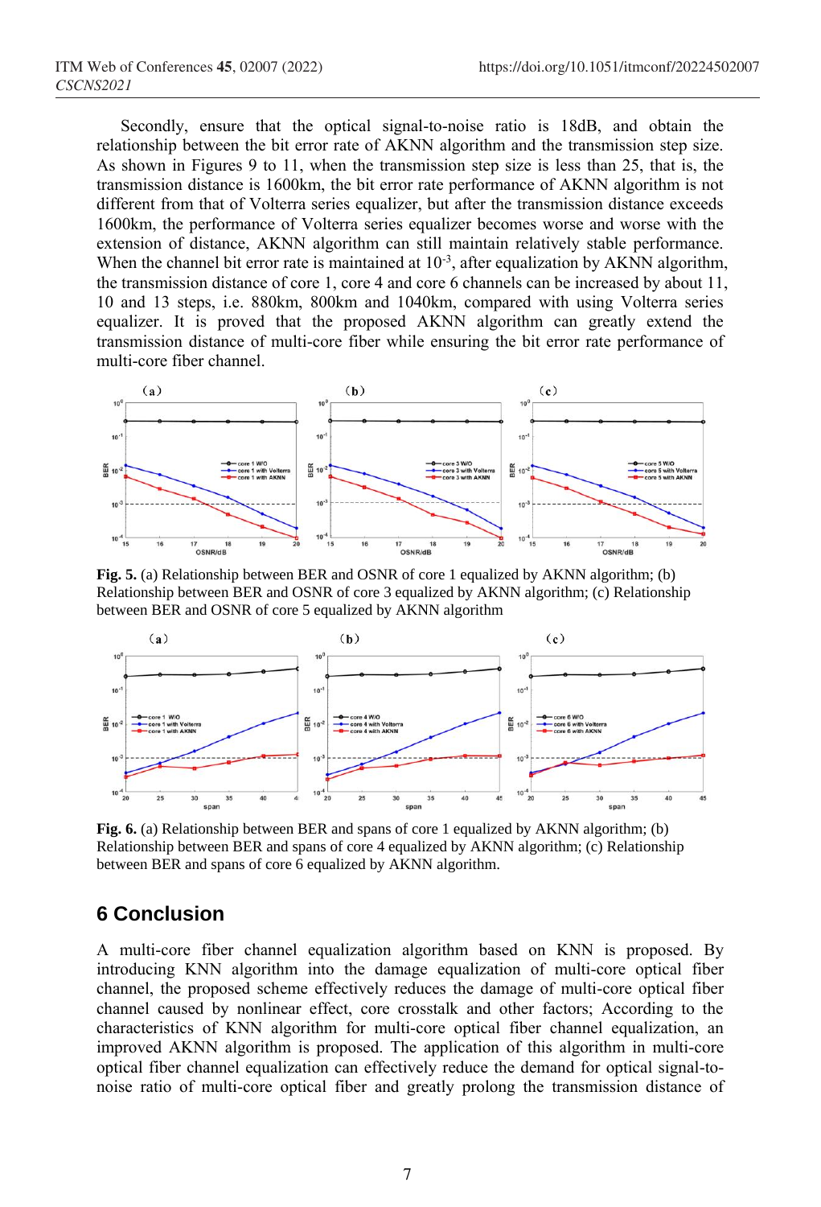Secondly, ensure that the optical signal-to-noise ratio is 18dB, and obtain the relationship between the bit error rate of AKNN algorithm and the transmission step size. As shown in Figures 9 to 11, when the transmission step size is less than 25, that is, the transmission distance is 1600km, the bit error rate performance of AKNN algorithm is not different from that of Volterra series equalizer, but after the transmission distance exceeds 1600km, the performance of Volterra series equalizer becomes worse and worse with the extension of distance, AKNN algorithm can still maintain relatively stable performance. When the channel bit error rate is maintained at $10^{-3}$, after equalization by AKNN algorithm, the transmission distance of core 1, core 4 and core 6 channels can be increased by about 11, 10 and 13 steps, i.e. 880km, 800km and 1040km, compared with using Volterra series equalizer. It is proved that the proposed AKNN algorithm can greatly extend the transmission distance of multi-core fiber while ensuring the bit error rate performance of multi-core fiber channel.

**Fig. 5.** (a) Relationship between BER and OSNR of core 1 equalized by AKNN algorithm; (b) Relationship between BER and OSNR of core 3 equalized by AKNN algorithm; (c) Relationship between BER and OSNR of core 5 equalized by AKNN algorithm

**Fig. 6.** (a) Relationship between BER and spans of core 1 equalized by AKNN algorithm; (b) Relationship between BER and spans of core 4 equalized by AKNN algorithm; (c) Relationship between BER and spans of core 6 equalized by AKNN algorithm.

## 6 Conclusion

A multi-core fiber channel equalization algorithm based on KNN is proposed. By introducing KNN algorithm into the damage equalization of multi-core optical fiber channel, the proposed scheme effectively reduces the damage of multi-core optical fiber channel caused by nonlinear effect, core crosstalk and other factors; According to the characteristics of KNN algorithm for multi-core optical fiber channel equalization, an improved AKNN algorithm is proposed. The application of this algorithm in multi-core optical fiber channel equalization can effectively reduce the demand for optical signal-to-noise ratio of multi-core optical fiber and greatly prolong the transmission distance of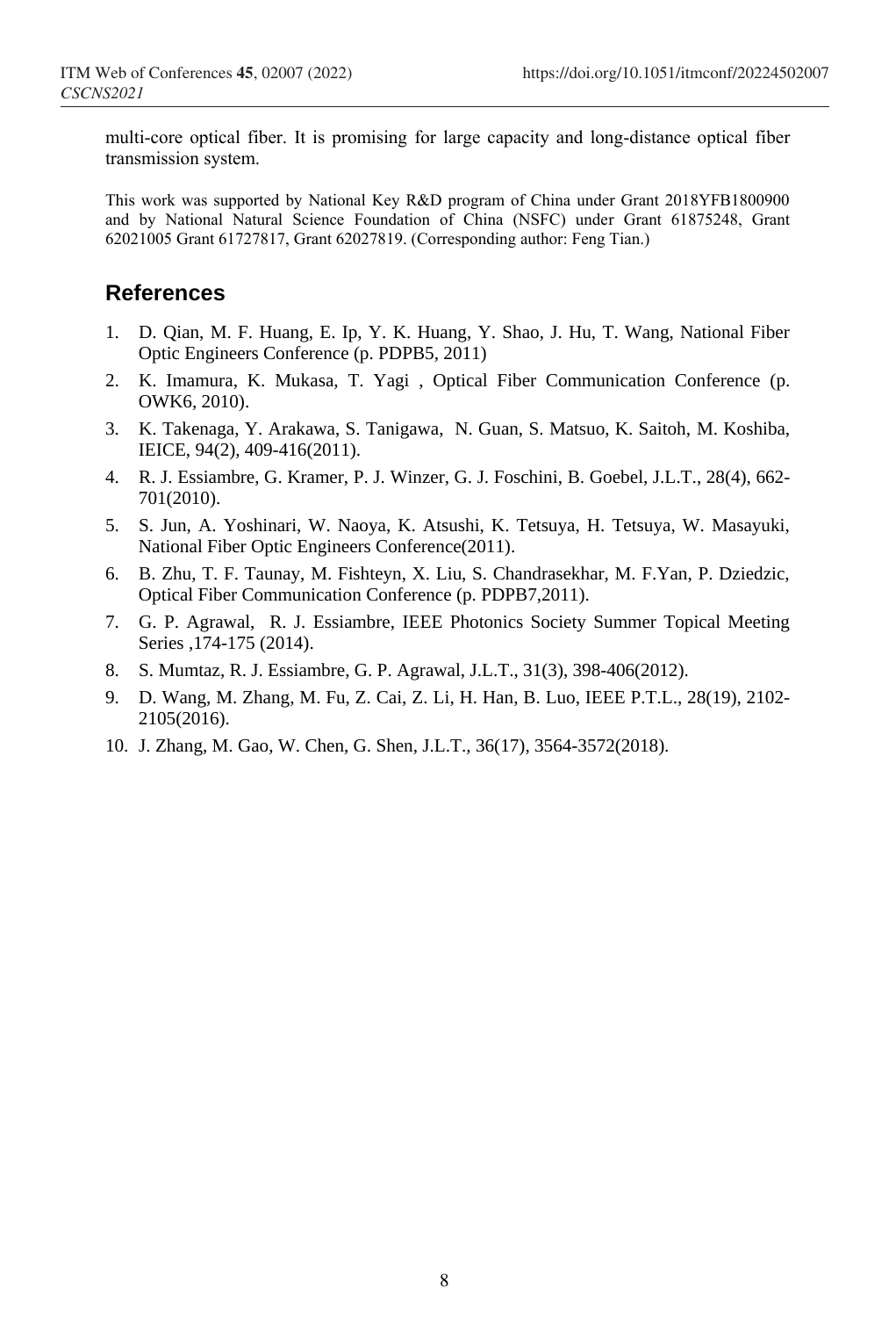multi-core optical fiber. It is promising for large capacity and long-distance optical fiber transmission system.

This work was supported by National Key R&D program of China under Grant 2018YFB1800900 and by National Natural Science Foundation of China (NSFC) under Grant 61875248, Grant 62021005 Grant 61727817, Grant 62027819. (Corresponding author: Feng Tian.)

## References

1. D. Qian, M. F. Huang, E. Ip, Y. K. Huang, Y. Shao, J. Hu, T. Wang, National Fiber Optic Engineers Conference (p. PDPB5, 2011)
2. K. Imamura, K. Mukasa, T. Yagi , Optical Fiber Communication Conference (p. OWK6, 2010).
3. K. Takenaga, Y. Arakawa, S. Tanigawa, N. Guan, S. Matsuo, K. Saitoh, M. Koshiba, IEICE, 94(2), 409-416(2011).
4. R. J. Essiambre, G. Kramer, P. J. Winzer, G. J. Foschini, B. Goebel, J.L.T., 28(4), 662-701(2010).
5. S. Jun, A. Yoshinari, W. Naoya, K. Atsushi, K. Tetsuya, H. Tetsuya, W. Masayuki, National Fiber Optic Engineers Conference(2011).
6. B. Zhu, T. F. Taunay, M. Fishteyn, X. Liu, S. Chandrasekhar, M. F.Yan, P. Dziedzic, Optical Fiber Communication Conference (p. PDPB7,2011).
7. G. P. Agrawal, R. J. Essiambre, IEEE Photonics Society Summer Topical Meeting Series ,174-175 (2014).
8. S. Mumtaz, R. J. Essiambre, G. P. Agrawal, J.L.T., 31(3), 398-406(2012).
9. D. Wang, M. Zhang, M. Fu, Z. Cai, Z. Li, H. Han, B. Luo, IEEE P.T.L., 28(19), 2102-2105(2016).
10. J. Zhang, M. Gao, W. Chen, G. Shen, J.L.T., 36(17), 3564-3572(2018).